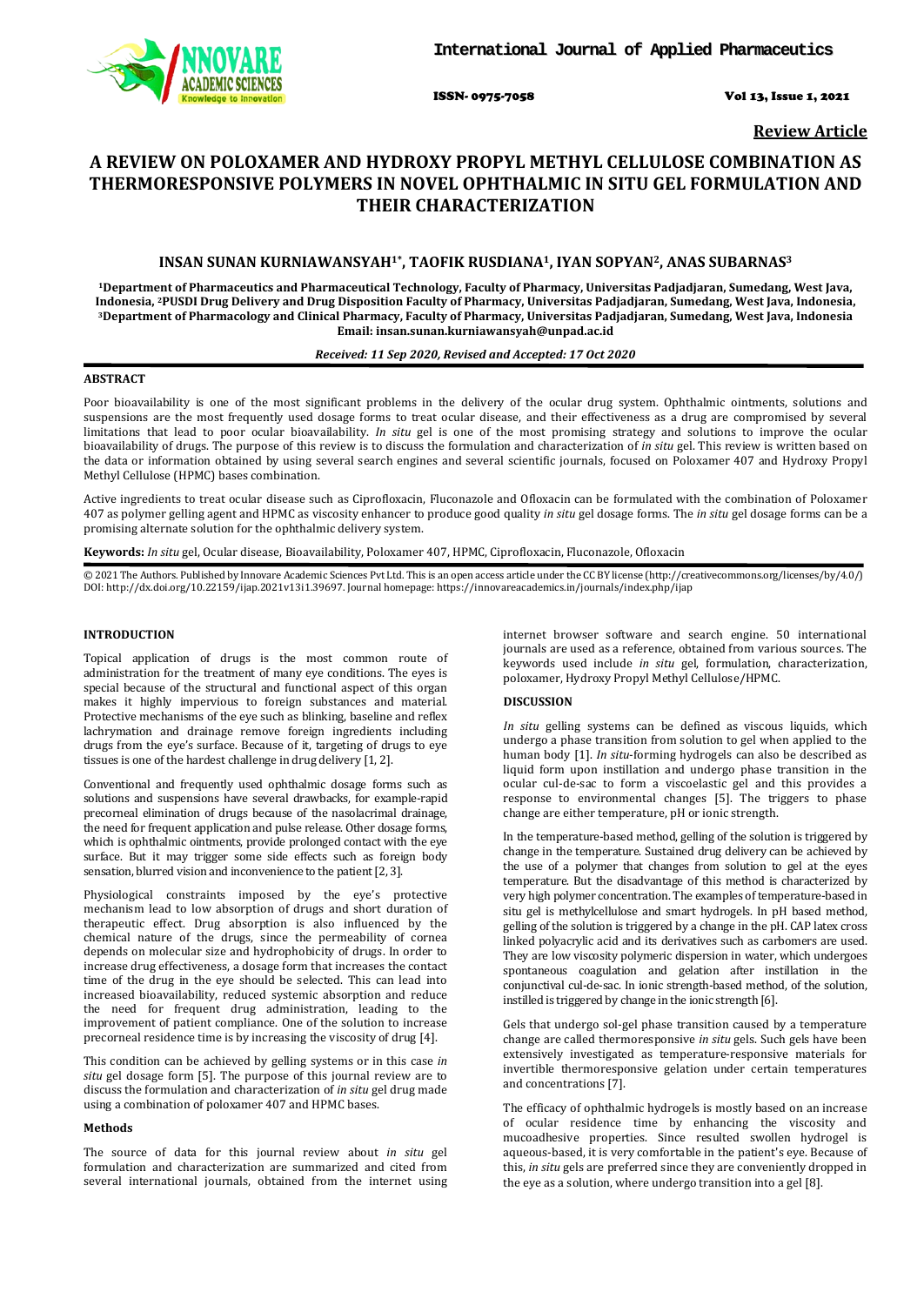**Review Article**

# A REVIEW ON POLOXAMER AND HYDROXY PROPYL METHYL CELLULOSE COMBINATION AS THERMORESPONSIVE POLYMERS IN NOVEL OPHTHALMIC IN SITU GEL FORMULATION AND THEIR CHARACTERIZATION

**INSAN SUNAN KURNIAWANSYAH[1*], TAOFIK RUSDIANA[1], IYAN SOPYAN[2], ANAS SUBARNAS[3]**

[1]Department of Pharmaceutics and Pharmaceutical Technology, Faculty of Pharmacy, Universitas Padjadjaran, Sumedang, West Java, Indonesia, [2]PUSDI Drug Delivery and Drug Disposition Faculty of Pharmacy, Universitas Padjadjaran, Sumedang, West Java, Indonesia, [3]Department of Pharmacology and Clinical Pharmacy, Faculty of Pharmacy, Universitas Padjadjaran, Sumedang, West Java, Indonesia
Email: insan.sunan.kurniawansyah@unpad.ac.id

*Received: 11 Sep 2020, Revised and Accepted: 17 Oct 2020*

## ABSTRACT

Poor bioavailability is one of the most significant problems in the delivery of the ocular drug system. Ophthalmic ointments, solutions and suspensions are the most frequently used dosage forms to treat ocular disease, and their effectiveness as a drug are compromised by several limitations that lead to poor ocular bioavailability. *In situ* gel is one of the most promising strategy and solutions to improve the ocular bioavailability of drugs. The purpose of this review is to discuss the formulation and characterization of *in situ* gel. This review is written based on the data or information obtained by using several search engines and several scientific journals, focused on Poloxamer 407 and Hydroxy Propyl Methyl Cellulose (HPMC) bases combination.

Active ingredients to treat ocular disease such as Ciprofloxacin, Fluconazole and Ofloxacin can be formulated with the combination of Poloxamer 407 as polymer gelling agent and HPMC as viscosity enhancer to produce good quality *in situ* gel dosage forms. The *in situ* gel dosage forms can be a promising alternate solution for the ophthalmic delivery system.

**Keywords:** *In situ* gel, Ocular disease, Bioavailability, Poloxamer 407, HPMC, Ciprofloxacin, Fluconazole, Ofloxacin

© 2021 The Authors. Published by Innovare Academic Sciences Pvt Ltd. This is an open access article under the CC BY license (http://creativecommons.org/licenses/by/4.0/)
DOI: http://dx.doi.org/10.22159/ijap.2021v13i1.39697. Journal homepage: https://innovareacademics.in/journals/index.php/ijap

## INTRODUCTION

Topical application of drugs is the most common route of administration for the treatment of many eye conditions. The eyes is special because of the structural and functional aspect of this organ makes it highly impervious to foreign substances and material. Protective mechanisms of the eye such as blinking, baseline and reflex lachrymation and drainage remove foreign ingredients including drugs from the eye's surface. Because of it, targeting of drugs to eye tissues is one of the hardest challenge in drug delivery [1, 2].

Conventional and frequently used ophthalmic dosage forms such as solutions and suspensions have several drawbacks, for example-rapid precorneal elimination of drugs because of the nasolacrimal drainage, the need for frequent application and pulse release. Other dosage forms, which is ophthalmic ointments, provide prolonged contact with the eye surface. But it may trigger some side effects such as foreign body sensation, blurred vision and inconvenience to the patient [2, 3].

Physiological constraints imposed by the eye's protective mechanism lead to low absorption of drugs and short duration of therapeutic effect. Drug absorption is also influenced by the chemical nature of the drugs, since the permeability of cornea depends on molecular size and hydrophobicity of drugs. In order to increase drug effectiveness, a dosage form that increases the contact time of the drug in the eye should be selected. This can lead into increased bioavailability, reduced systemic absorption and reduce the need for frequent drug administration, leading to the improvement of patient compliance. One of the solution to increase precorneal residence time is by increasing the viscosity of drug [4].

This condition can be achieved by gelling systems or in this case *in situ* gel dosage form [5]. The purpose of this journal review are to discuss the formulation and characterization of *in situ* gel drug made using a combination of poloxamer 407 and HPMC bases.

### Methods

The source of data for this journal review about *in situ* gel formulation and characterization are summarized and cited from several international journals, obtained from the internet using internet browser software and search engine. 50 international journals are used as a reference, obtained from various sources. The keywords used include *in situ* gel, formulation, characterization, poloxamer, Hydroxy Propyl Methyl Cellulose/HPMC.

## DISCUSSION

*In situ* gelling systems can be defined as viscous liquids, which undergo a phase transition from solution to gel when applied to the human body [1]. *In situ*-forming hydrogels can also be described as liquid form upon instillation and undergo phase transition in the ocular cul-de-sac to form a viscoelastic gel and this provides a response to environmental changes [5]. The triggers to phase change are either temperature, pH or ionic strength.

In the temperature-based method, gelling of the solution is triggered by change in the temperature. Sustained drug delivery can be achieved by the use of a polymer that changes from solution to gel at the eyes temperature. But the disadvantage of this method is characterized by very high polymer concentration. The examples of temperature-based in situ gel is methylcellulose and smart hydrogels. In pH based method, gelling of the solution is triggered by a change in the pH. CAP latex cross linked polyacrylic acid and its derivatives such as carbomers are used. They are low viscosity polymeric dispersion in water, which undergoes spontaneous coagulation and gelation after instillation in the conjunctival cul-de-sac. In ionic strength-based method, of the solution, instilled is triggered by change in the ionic strength [6].

Gels that undergo sol-gel phase transition caused by a temperature change are called thermoresponsive *in situ* gels. Such gels have been extensively investigated as temperature-responsive materials for invertible thermoresponsive gelation under certain temperatures and concentrations [7].

The efficacy of ophthalmic hydrogels is mostly based on an increase of ocular residence time by enhancing the viscosity and mucoadhesive properties. Since resulted swollen hydrogel is aqueous-based, it is very comfortable in the patient's eye. Because of this, *in situ* gels are preferred since they are conveniently dropped in the eye as a solution, where undergo transition into a gel [8].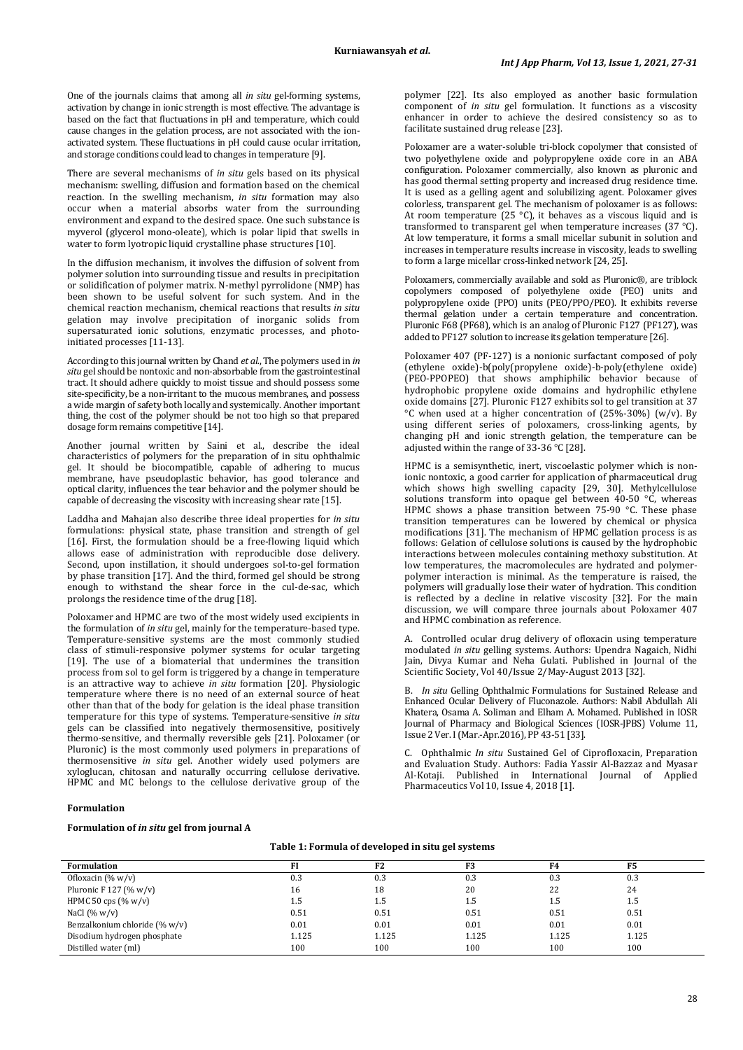One of the journals claims that among all *in situ* gel-forming systems, activation by change in ionic strength is most effective. The advantage is based on the fact that fluctuations in pH and temperature, which could cause changes in the gelation process, are not associated with the ion-activated system. These fluctuations in pH could cause ocular irritation, and storage conditions could lead to changes in temperature [9].

There are several mechanisms of *in situ* gels based on its physical mechanism: swelling, diffusion and formation based on the chemical reaction. In the swelling mechanism, *in situ* formation may also occur when a material absorbs water from the surrounding environment and expand to the desired space. One such substance is myverol (glycerol mono-oleate), which is polar lipid that swells in water to form lyotropic liquid crystalline phase structures [10].

In the diffusion mechanism, it involves the diffusion of solvent from polymer solution into surrounding tissue and results in precipitation or solidification of polymer matrix. N-methyl pyrrolidone (NMP) has been shown to be useful solvent for such system. And in the chemical reaction mechanism, chemical reactions that results *in situ* gelation may involve precipitation of inorganic solids from supersaturated ionic solutions, enzymatic processes, and photo-initiated processes [11-13].

According to this journal written by Chand *et al.*, The polymers used in *in situ* gel should be nontoxic and non-absorbable from the gastrointestinal tract. It should adhere quickly to moist tissue and should possess some site-specificity, be a non-irritant to the mucous membranes, and possess a wide margin of safety both locally and systemically. Another important thing, the cost of the polymer should be not too high so that prepared dosage form remains competitive [14].

Another journal written by Saini et al., describe the ideal characteristics of polymers for the preparation of in situ ophthalmic gel. It should be biocompatible, capable of adhering to mucus membrane, have pseudoplastic behavior, has good tolerance and optical clarity, influences the tear behavior and the polymer should be capable of decreasing the viscosity with increasing shear rate [15].

Laddha and Mahajan also describe three ideal properties for *in situ* formulations: physical state, phase transition and strength of gel [16]. First, the formulation should be a free-flowing liquid which allows ease of administration with reproducible dose delivery. Second, upon instillation, it should undergoes sol-to-gel formation by phase transition [17]. And the third, formed gel should be strong enough to withstand the shear force in the cul-de-sac, which prolongs the residence time of the drug [18].

Poloxamer and HPMC are two of the most widely used excipients in the formulation of *in situ* gel, mainly for the temperature-based type. Temperature-sensitive systems are the most commonly studied class of stimuli-responsive polymer systems for ocular targeting [19]. The use of a biomaterial that undermines the transition process from sol to gel form is triggered by a change in temperature is an attractive way to achieve *in situ* formation [20]. Physiologic temperature where there is no need of an external source of heat other than that of the body for gelation is the ideal phase transition temperature for this type of systems. Temperature-sensitive *in situ* gels can be classified into negatively thermosensitive, positively thermo-sensitive, and thermally reversible gels [21]. Poloxamer (or Pluronic) is the most commonly used polymers in preparations of thermosensitive *in situ* gel. Another widely used polymers are xyloglucan, chitosan and naturally occurring cellulose derivative. HPMC and MC belongs to the cellulose derivative group of the polymer [22]. Its also employed as another basic formulation component of *in situ* gel formulation. It functions as a viscosity enhancer in order to achieve the desired consistency so as to facilitate sustained drug release [23].

Poloxamer are a water-soluble tri-block copolymer that consisted of two polyethylene oxide and polypropylene oxide core in an ABA configuration. Poloxamer commercially, also known as pluronic and has good thermal setting property and increased drug residence time. It is used as a gelling agent and solubilizing agent. Poloxamer gives colorless, transparent gel. The mechanism of poloxamer is as follows: At room temperature (25 °C), it behaves as a viscous liquid and is transformed to transparent gel when temperature increases (37 °C). At low temperature, it forms a small micellar subunit in solution and increases in temperature results increase in viscosity, leads to swelling to form a large micellar cross-linked network [24, 25].

Poloxamers, commercially available and sold as Pluronic®, are triblock copolymers composed of polyethylene oxide (PEO) units and polypropylene oxide (PPO) units (PEO/PPO/PEO). It exhibits reverse thermal gelation under a certain temperature and concentration. Pluronic F68 (PF68), which is an analog of Pluronic F127 (PF127), was added to PF127 solution to increase its gelation temperature [26].

Poloxamer 407 (PF-127) is a nonionic surfactant composed of poly (ethylene oxide)-b(poly(propylene oxide)-b-poly(ethylene oxide) (PEO-PPOPEO) that shows amphiphilic behavior because of hydrophobic propylene oxide domains and hydrophilic ethylene oxide domains [27]. Pluronic F127 exhibits sol to gel transition at 37 °C when used at a higher concentration of (25%-30%) (w/v). By using different series of poloxamers, cross-linking agents, by changing pH and ionic strength gelation, the temperature can be adjusted within the range of 33-36 °C [28].

HPMC is a semisynthetic, inert, viscoelastic polymer which is non-ionic nontoxic, a good carrier for application of pharmaceutical drug which shows high swelling capacity [29, 30]. Methylcellulose solutions transform into opaque gel between 40-50 °C, whereas HPMC shows a phase transition between 75-90 °C. These phase transition temperatures can be lowered by chemical or physica modifications [31]. The mechanism of HPMC gellation process is as follows: Gelation of cellulose solutions is caused by the hydrophobic interactions between molecules containing methoxy substitution. At low temperatures, the macromolecules are hydrated and polymer-polymer interaction is minimal. As the temperature is raised, the polymers will gradually lose their water of hydration. This condition is reflected by a decline in relative viscosity [32]. For the main discussion, we will compare three journals about Poloxamer 407 and HPMC combination as reference.

A. Controlled ocular drug delivery of ofloxacin using temperature modulated *in situ* gelling systems. Authors: Upendra Nagaich, Nidhi Jain, Divya Kumar and Neha Gulati. Published in Journal of the Scientific Society, Vol 40/Issue 2/May-August 2013 [32].

B. *In situ* Gelling Ophthalmic Formulations for Sustained Release and Enhanced Ocular Delivery of Fluconazole. Authors: Nabil Abdullah Ali Khatera, Osama A. Soliman and Elham A. Mohamed. Published in IOSR Journal of Pharmacy and Biological Sciences (IOSR-JPBS) Volume 11, Issue 2 Ver. I (Mar.-Apr.2016), PP 43-51 [33].

C. Ophthalmic *In situ* Sustained Gel of Ciprofloxacin, Preparation and Evaluation Study. Authors: Fadia Yassir Al-Bazzaz and Myasar Al-Kotaji. Published in International Journal of Applied Pharmaceutics Vol 10, Issue 4, 2018 [1].

### Formulation

#### Formulation of *in situ* gel from journal A

**Table 1: Formula of developed in situ gel systems**

| Formulation | F1 | F2 | F3 | F4 | F5 |
|---|---|---|---|---|---|
| Ofloxacin (% w/v) | 0.3 | 0.3 | 0.3 | 0.3 | 0.3 |
| Pluronic F 127 (% w/v) | 16 | 18 | 20 | 22 | 24 |
| HPMC 50 cps (% w/v) | 1.5 | 1.5 | 1.5 | 1.5 | 1.5 |
| NaCl (% w/v) | 0.51 | 0.51 | 0.51 | 0.51 | 0.51 |
| Benzalkonium chloride (% w/v) | 0.01 | 0.01 | 0.01 | 0.01 | 0.01 |
| Disodium hydrogen phosphate | 1.125 | 1.125 | 1.125 | 1.125 | 1.125 |
| Distilled water (ml) | 100 | 100 | 100 | 100 | 100 |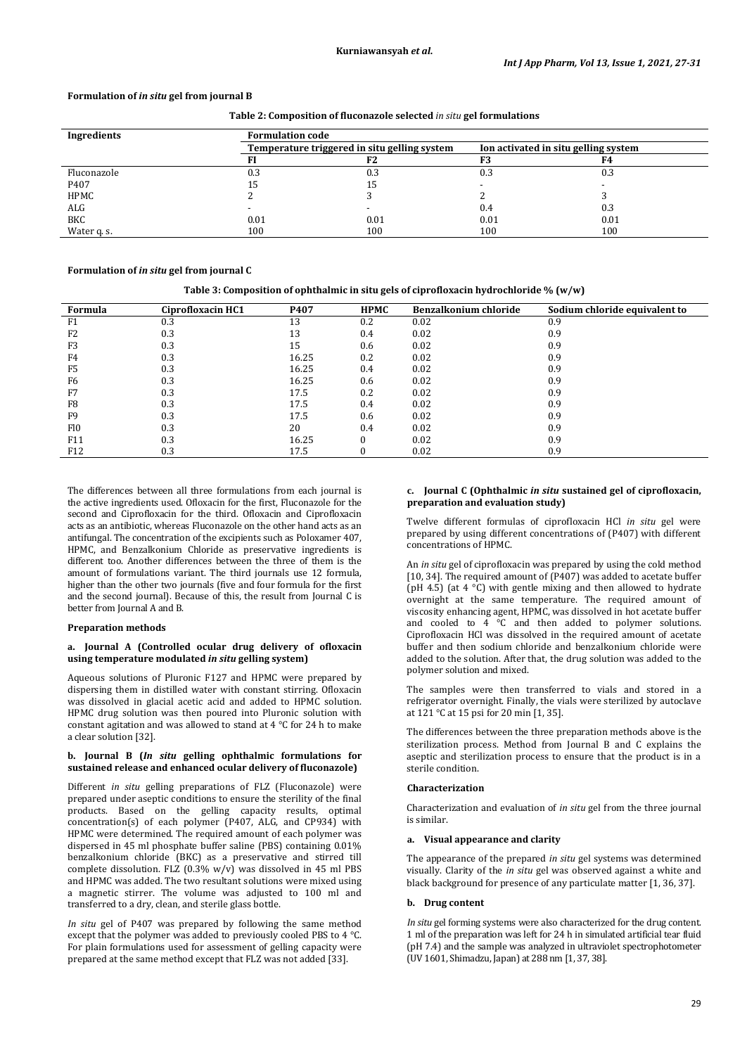**Formulation of *in situ* gel from journal B**

**Table 2: Composition of fluconazole selected *in situ* gel formulations**

| Ingredients | Formulation code | | | |
|---|---|---|---|---|
| | Temperature triggered in situ gelling system | | Ion activated in situ gelling system | |
| | FI | F2 | F3 | F4 |
| Fluconazole | 0.3 | 0.3 | 0.3 | 0.3 |
| P407 | 15 | 15 | - | - |
| HPMC | 2 | 3 | 2 | 3 |
| ALG | - | - | 0.4 | 0.3 |
| BKC | 0.01 | 0.01 | 0.01 | 0.01 |
| Water q. s. | 100 | 100 | 100 | 100 |

**Formulation of *in situ* gel from journal C**

**Table 3: Composition of ophthalmic in situ gels of ciprofloxacin hydrochloride % (w/w)**

| Formula | Ciprofloxacin HC1 | P407 | HPMC | Benzalkonium chloride | Sodium chloride equivalent to |
|---|---|---|---|---|---|
| F1 | 0.3 | 13 | 0.2 | 0.02 | 0.9 |
| F2 | 0.3 | 13 | 0.4 | 0.02 | 0.9 |
| F3 | 0.3 | 15 | 0.6 | 0.02 | 0.9 |
| F4 | 0.3 | 16.25 | 0.2 | 0.02 | 0.9 |
| F5 | 0.3 | 16.25 | 0.4 | 0.02 | 0.9 |
| F6 | 0.3 | 16.25 | 0.6 | 0.02 | 0.9 |
| F7 | 0.3 | 17.5 | 0.2 | 0.02 | 0.9 |
| F8 | 0.3 | 17.5 | 0.4 | 0.02 | 0.9 |
| F9 | 0.3 | 17.5 | 0.6 | 0.02 | 0.9 |
| Fl0 | 0.3 | 20 | 0.4 | 0.02 | 0.9 |
| F11 | 0.3 | 16.25 | 0 | 0.02 | 0.9 |
| F12 | 0.3 | 17.5 | 0 | 0.02 | 0.9 |

The differences between all three formulations from each journal is the active ingredients used. Ofloxacin for the first, Fluconazole for the second and Ciprofloxacin for the third. Ofloxacin and Ciprofloxacin acts as an antibiotic, whereas Fluconazole on the other hand acts as an antifungal. The concentration of the excipients such as Poloxamer 407, HPMC, and Benzalkonium Chloride as preservative ingredients is different too. Another differences between the three of them is the amount of formulations variant. The third journals use 12 formula, higher than the other two journals (five and four formula for the first and the second journal). Because of this, the result from Journal C is better from Journal A and B.

**Preparation methods**

**a. Journal A (Controlled ocular drug delivery of ofloxacin using temperature modulated *in situ* gelling system)**

Aqueous solutions of Pluronic F127 and HPMC were prepared by dispersing them in distilled water with constant stirring. Ofloxacin was dissolved in glacial acetic acid and added to HPMC solution. HPMC drug solution was then poured into Pluronic solution with constant agitation and was allowed to stand at 4 °C for 24 h to make a clear solution [32].

**b. Journal B (*In situ* gelling ophthalmic formulations for sustained release and enhanced ocular delivery of fluconazole)**

Different *in situ* gelling preparations of FLZ (Fluconazole) were prepared under aseptic conditions to ensure the sterility of the final products. Based on the gelling capacity results, optimal concentration(s) of each polymer (P407, ALG, and CP934) with HPMC were determined. The required amount of each polymer was dispersed in 45 ml phosphate buffer saline (PBS) containing 0.01% benzalkonium chloride (BKC) as a preservative and stirred till complete dissolution. FLZ (0.3% w/v) was dissolved in 45 ml PBS and HPMC was added. The two resultant solutions were mixed using a magnetic stirrer. The volume was adjusted to 100 ml and transferred to a dry, clean, and sterile glass bottle.

*In situ* gel of P407 was prepared by following the same method except that the polymer was added to previously cooled PBS to 4 °C. For plain formulations used for assessment of gelling capacity were prepared at the same method except that FLZ was not added [33].

**c. Journal C (Ophthalmic *in situ* sustained gel of ciprofloxacin, preparation and evaluation study)**

Twelve different formulas of ciprofloxacin HCl *in situ* gel were prepared by using different concentrations of (P407) with different concentrations of HPMC.

An *in situ* gel of ciprofloxacin was prepared by using the cold method [10, 34]. The required amount of (P407) was added to acetate buffer (pH 4.5) (at 4 °C) with gentle mixing and then allowed to hydrate overnight at the same temperature. The required amount of viscosity enhancing agent, HPMC, was dissolved in hot acetate buffer and cooled to 4 °C and then added to polymer solutions. Ciprofloxacin HCl was dissolved in the required amount of acetate buffer and then sodium chloride and benzalkonium chloride were added to the solution. After that, the drug solution was added to the polymer solution and mixed.

The samples were then transferred to vials and stored in a refrigerator overnight. Finally, the vials were sterilized by autoclave at 121 °C at 15 psi for 20 min [1, 35].

The differences between the three preparation methods above is the sterilization process. Method from Journal B and C explains the aseptic and sterilization process to ensure that the product is in a sterile condition.

**Characterization**

Characterization and evaluation of *in situ* gel from the three journal is similar.

**a. Visual appearance and clarity**

The appearance of the prepared *in situ* gel systems was determined visually. Clarity of the *in situ* gel was observed against a white and black background for presence of any particulate matter [1, 36, 37].

**b. Drug content**

*In situ* gel forming systems were also characterized for the drug content. 1 ml of the preparation was left for 24 h in simulated artificial tear fluid (pH 7.4) and the sample was analyzed in ultraviolet spectrophotometer (UV 1601, Shimadzu, Japan) at 288 nm [1, 37, 38].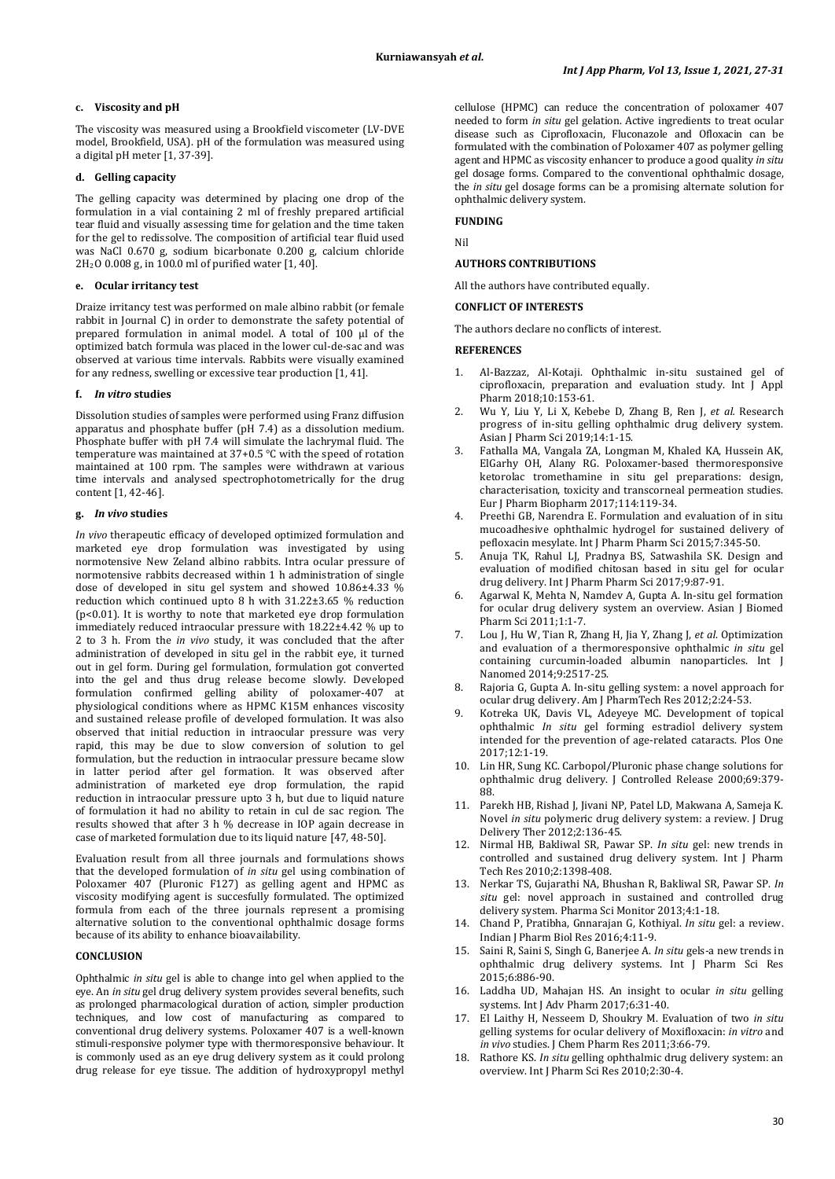#### c. Viscosity and pH

The viscosity was measured using a Brookfield viscometer (LV-DVE model, Brookfield, USA). pH of the formulation was measured using a digital pH meter [1, 37-39].

#### d. Gelling capacity

The gelling capacity was determined by placing one drop of the formulation in a vial containing 2 ml of freshly prepared artificial tear fluid and visually assessing time for gelation and the time taken for the gel to redissolve. The composition of artificial tear fluid used was NaCl 0.670 g, sodium bicarbonate 0.200 g, calcium chloride $2H_2O$ 0.008 g, in 100.0 ml of purified water [1, 40].

#### e. Ocular irritancy test

Draize irritancy test was performed on male albino rabbit (or female rabbit in Journal C) in order to demonstrate the safety potential of prepared formulation in animal model. A total of 100 µl of the optimized batch formula was placed in the lower cul-de-sac and was observed at various time intervals. Rabbits were visually examined for any redness, swelling or excessive tear production [1, 41].

#### f. *In vitro* studies

Dissolution studies of samples were performed using Franz diffusion apparatus and phosphate buffer (pH 7.4) as a dissolution medium. Phosphate buffer with pH 7.4 will simulate the lachrymal fluid. The temperature was maintained at 37+0.5 °C with the speed of rotation maintained at 100 rpm. The samples were withdrawn at various time intervals and analysed spectrophotometrically for the drug content [1, 42-46].

#### g. *In vivo* studies

*In vivo* therapeutic efficacy of developed optimized formulation and marketed eye drop formulation was investigated by using normotensive New Zeland albino rabbits. Intra ocular pressure of normotensive rabbits decreased within 1 h administration of single dose of developed in situ gel system and showed 10.86±4.33 % reduction which continued upto 8 h with 31.22±3.65 % reduction ($p<0.01$). It is worthy to note that marketed eye drop formulation immediately reduced intraocular pressure with 18.22±4.42 % up to 2 to 3 h. From the *in vivo* study, it was concluded that the after administration of developed in situ gel in the rabbit eye, it turned out in gel form. During gel formulation, formulation got converted into the gel and thus drug release become slowly. Developed formulation confirmed gelling ability of poloxamer-407 at physiological conditions where as HPMC K15M enhances viscosity and sustained release profile of developed formulation. It was also observed that initial reduction in intraocular pressure was very rapid, this may be due to slow conversion of solution to gel formulation, but the reduction in intraocular pressure became slow in latter period after gel formation. It was observed after administration of marketed eye drop formulation, the rapid reduction in intraocular pressure upto 3 h, but due to liquid nature of formulation it had no ability to retain in cul de sac region. The results showed that after 3 h % decrease in IOP again decrease in case of marketed formulation due to its liquid nature [47, 48-50].

Evaluation result from all three journals and formulations shows that the developed formulation of *in situ* gel using combination of Poloxamer 407 (Pluronic F127) as gelling agent and HPMC as viscosity modifying agent is succesfully formulated. The optimized formula from each of the three journals represent a promising alternative solution to the conventional ophthalmic dosage forms because of its ability to enhance bioavailability.

## CONCLUSION

Ophthalmic *in situ* gel is able to change into gel when applied to the eye. An *in situ* gel drug delivery system provides several benefits, such as prolonged pharmacological duration of action, simpler production techniques, and low cost of manufacturing as compared to conventional drug delivery systems. Poloxamer 407 is a well-known stimuli-responsive polymer type with thermoresponsive behaviour. It is commonly used as an eye drug delivery system as it could prolong drug release for eye tissue. The addition of hydroxypropyl methyl cellulose (HPMC) can reduce the concentration of poloxamer 407 needed to form *in situ* gel gelation. Active ingredients to treat ocular disease such as Ciprofloxacin, Fluconazole and Ofloxacin can be formulated with the combination of Poloxamer 407 as polymer gelling agent and HPMC as viscosity enhancer to produce a good quality *in situ* gel dosage forms. Compared to the conventional ophthalmic dosage, the *in situ* gel dosage forms can be a promising alternate solution for ophthalmic delivery system.

## FUNDING

Nil

## AUTHORS CONTRIBUTIONS

All the authors have contributed equally.

## CONFLICT OF INTERESTS

The authors declare no conflicts of interest.

## REFERENCES

1. Al-Bazzaz, Al-Kotaji. Ophthalmic in-situ sustained gel of ciprofloxacin, preparation and evaluation study. Int J Appl Pharm 2018;10:153-61.
2. Wu Y, Liu Y, Li X, Kebebe D, Zhang B, Ren J, *et al*. Research progress of in-situ gelling ophthalmic drug delivery system. Asian J Pharm Sci 2019;14:1-15.
3. Fathalla MA, Vangala ZA, Longman M, Khaled KA, Hussein AK, ElGarhy OH, Alany RG. Poloxamer-based thermoresponsive ketorolac tromethamine in situ gel preparations: design, characterisation, toxicity and transcorneal permeation studies. Eur J Pharm Biopharm 2017;114:119-34.
4. Preethi GB, Narendra E. Formulation and evaluation of in situ mucoadhesive ophthalmic hydrogel for sustained delivery of pefloxacin mesylate. Int J Pharm Pharm Sci 2015;7:345-50.
5. Anuja TK, Rahul LJ, Pradnya BS, Satwashila SK. Design and evaluation of modified chitosan based in situ gel for ocular drug delivery. Int J Pharm Pharm Sci 2017;9:87-91.
6. Agarwal K, Mehta N, Namdev A, Gupta A. In-situ gel formation for ocular drug delivery system an overview. Asian J Biomed Pharm Sci 2011;1:1-7.
7. Lou J, Hu W, Tian R, Zhang H, Jia Y, Zhang J, *et al*. Optimization and evaluation of a thermoresponsive ophthalmic *in situ* gel containing curcumin-loaded albumin nanoparticles. Int J Nanomed 2014;9:2517-25.
8. Rajoria G, Gupta A. In-situ gelling system: a novel approach for ocular drug delivery. Am J PharmTech Res 2012;2:24-53.
9. Kotreka UK, Davis VL, Adeyeye MC. Development of topical ophthalmic *In situ* gel forming estradiol delivery system intended for the prevention of age-related cataracts. Plos One 2017;12:1-19.
10. Lin HR, Sung KC. Carbopol/Pluronic phase change solutions for ophthalmic drug delivery. J Controlled Release 2000;69:379-88.
11. Parekh HB, Rishad J, Jivani NP, Patel LD, Makwana A, Sameja K. Novel *in situ* polymeric drug delivery system: a review. J Drug Delivery Ther 2012;2:136-45.
12. Nirmal HB, Bakliwal SR, Pawar SP. *In situ* gel: new trends in controlled and sustained drug delivery system. Int J Pharm Tech Res 2010;2:1398-408.
13. Nerkar TS, Gujarathi NA, Bhushan R, Bakliwal SR, Pawar SP. *In situ* gel: novel approach in sustained and controlled drug delivery system. Pharma Sci Monitor 2013;4:1-18.
14. Chand P, Pratibha, Gnnarajan G, Kothiyal. *In situ* gel: a review. Indian J Pharm Biol Res 2016;4:11-9.
15. Saini R, Saini S, Singh G, Banerjee A. *In situ* gels-a new trends in ophthalmic drug delivery systems. Int J Pharm Sci Res 2015;6:886-90.
16. Laddha UD, Mahajan HS. An insight to ocular *in situ* gelling systems. Int J Adv Pharm 2017;6:31-40.
17. El Laithy H, Nesseem D, Shoukry M. Evaluation of two *in situ* gelling systems for ocular delivery of Moxifloxacin: *in vitro* and *in vivo* studies. J Chem Pharm Res 2011;3:66-79.
18. Rathore KS. *In situ* gelling ophthalmic drug delivery system: an overview. Int J Pharm Sci Res 2010;2:30-4.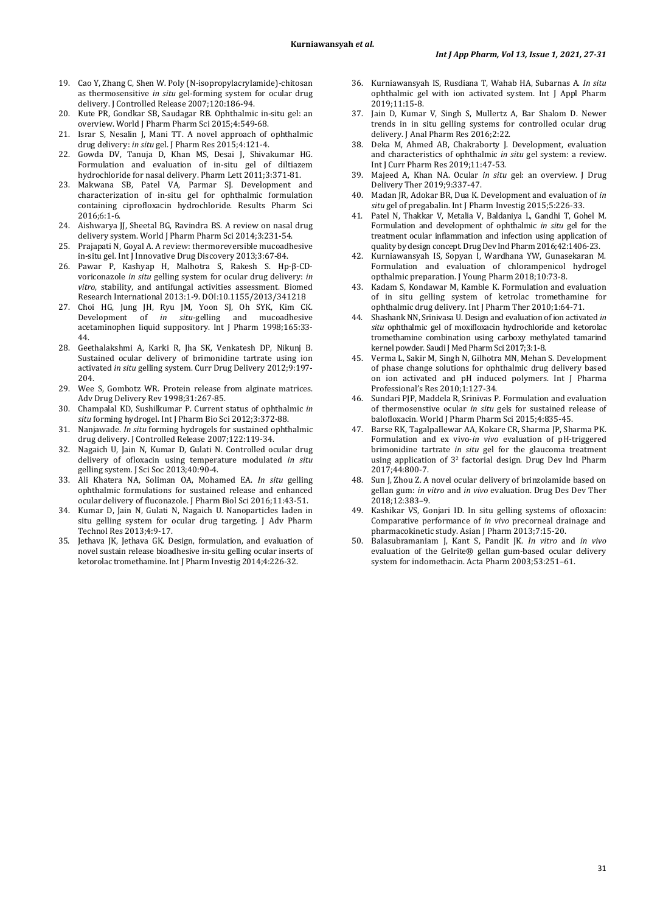19. Cao Y, Zhang C, Shen W. Poly (N-isopropylacrylamide)-chitosan as thermosensitive *in situ* gel-forming system for ocular drug delivery. J Controlled Release 2007;120:186-94.
20. Kute PR, Gondkar SB, Saudagar RB. Ophthalmic in-situ gel: an overview. World J Pharm Pharm Sci 2015;4:549-68.
21. Israr S, Nesalin J, Mani TT. A novel approach of ophthalmic drug delivery: *in situ* gel. J Pharm Res 2015;4:121-4.
22. Gowda DV, Tanuja D, Khan MS, Desai J, Shivakumar HG. Formulation and evaluation of in-situ gel of diltiazem hydrochloride for nasal delivery. Pharm Lett 2011;3:371-81.
23. Makwana SB, Patel VA, Parmar SJ. Development and characterization of in-situ gel for ophthalmic formulation containing ciprofloxacin hydrochloride. Results Pharm Sci 2016;6:1-6.
24. Aishwarya JJ, Sheetal BG, Ravindra BS. A review on nasal drug delivery system. World J Pharm Pharm Sci 2014;3:231-54.
25. Prajapati N, Goyal A. A review: thermoreversible mucoadhesive in-situ gel. Int J Innovative Drug Discovery 2013;3:67-84.
26. Pawar P, Kashyap H, Malhotra S, Rakesh S. Hp-β-CD-voriconazole *in situ* gelling system for ocular drug delivery: *in vitro*, stability, and antifungal activities assessment. Biomed Research International 2013:1-9. DOI:10.1155/2013/341218
27. Choi HG, Jung JH, Ryu JM, Yoon SJ, Oh SYK, Kim CK. Development of *in situ*-gelling and mucoadhesive acetaminophen liquid suppository. Int J Pharm 1998;165:33-44.
28. Geethalakshmi A, Karki R, Jha SK, Venkatesh DP, Nikunj B. Sustained ocular delivery of brimonidine tartrate using ion activated *in situ* gelling system. Curr Drug Delivery 2012;9:197-204.
29. Wee S, Gombotz WR. Protein release from alginate matrices. Adv Drug Delivery Rev 1998;31:267-85.
30. Champalal KD, Sushilkumar P. Current status of ophthalmic *in situ* forming hydrogel. Int J Pharm Bio Sci 2012;3:372-88.
31. Nanjawade. *In situ* forming hydrogels for sustained ophthalmic drug delivery. J Controlled Release 2007;122:119-34.
32. Nagaich U, Jain N, Kumar D, Gulati N. Controlled ocular drug delivery of ofloxacin using temperature modulated *in situ* gelling system. J Sci Soc 2013;40:90-4.
33. Ali Khatera NA, Soliman OA, Mohamed EA. *In situ* gelling ophthalmic formulations for sustained release and enhanced ocular delivery of fluconazole. J Pharm Biol Sci 2016;11:43-51.
34. Kumar D, Jain N, Gulati N, Nagaich U. Nanoparticles laden in situ gelling system for ocular drug targeting. J Adv Pharm Technol Res 2013;4:9-17.
35. Jethava JK, Jethava GK. Design, formulation, and evaluation of novel sustain release bioadhesive in-situ gelling ocular inserts of ketorolac tromethamine. Int J Pharm Investig 2014;4:226-32.
36. Kurniawansyah IS, Rusdiana T, Wahab HA, Subarnas A. *In situ* ophthalmic gel with ion activated system. Int J Appl Pharm 2019;11:15-8.
37. Jain D, Kumar V, Singh S, Mullertz A, Bar Shalom D. Newer trends in in situ gelling systems for controlled ocular drug delivery. J Anal Pharm Res 2016;2:22.
38. Deka M, Ahmed AB, Chakraborty J. Development, evaluation and characteristics of ophthalmic *in situ* gel system: a review. Int J Curr Pharm Res 2019;11:47-53.
39. Majeed A, Khan NA. Ocular *in situ* gel: an overview. J Drug Delivery Ther 2019;9:337-47.
40. Madan JR, Adokar BR, Dua K. Development and evaluation of *in situ* gel of pregabalin. Int J Pharm Investig 2015;5:226-33.
41. Patel N, Thakkar V, Metalia V, Baldaniya L, Gandhi T, Gohel M. Formulation and development of ophthalmic *in situ* gel for the treatment ocular inflammation and infection using application of quality by design concept. Drug Dev Ind Pharm 2016;42:1406-23.
42. Kurniawansyah IS, Sopyan I, Wardhana YW, Gunasekaran M. Formulation and evaluation of chlorampenicol hydrogel opthalmic preparation. J Young Pharm 2018;10:73-8.
43. Kadam S, Kondawar M, Kamble K. Formulation and evaluation of in situ gelling system of ketrolac tromethamine for ophthalmic drug delivery. Int J Pharm Ther 2010;1:64-71.
44. Shashank NN, Srinivasa U. Design and evaluation of ion activated *in situ* ophthalmic gel of moxifloxacin hydrochloride and ketorolac tromethamine combination using carboxy methylated tamarind kernel powder. Saudi J Med Pharm Sci 2017;3:1-8.
45. Verma L, Sakir M, Singh N, Gilhotra MN, Mehan S. Development of phase change solutions for ophthalmic drug delivery based on ion activated and pH induced polymers. Int J Pharma Professional's Res 2010;1:127-34.
46. Sundari PJP, Maddela R, Srinivas P. Formulation and evaluation of thermosenstive ocular *in situ* gels for sustained release of balofloxacin. World J Pharm Pharm Sci 2015;4:835-45.
47. Barse RK, Tagalpallewar AA, Kokare CR, Sharma JP, Sharma PK. Formulation and ex vivo-*in vivo* evaluation of pH-triggered brimonidine tartrate *in situ* gel for the glaucoma treatment using application of $3^2$ factorial design. Drug Dev Ind Pharm 2017;44:800-7.
48. Sun J, Zhou Z. A novel ocular delivery of brinzolamide based on gellan gum: *in vitro* and *in vivo* evaluation. Drug Des Dev Ther 2018;12:383–9.
49. Kashikar VS, Gonjari ID. In situ gelling systems of ofloxacin: Comparative performance of *in vivo* precorneal drainage and pharmacokinetic study. Asian J Pharm 2013;7:15-20.
50. Balasubramaniam J, Kant S, Pandit JK. *In vitro* and *in vivo* evaluation of the Gelrite® gellan gum-based ocular delivery system for indomethacin. Acta Pharm 2003;53:251–61.